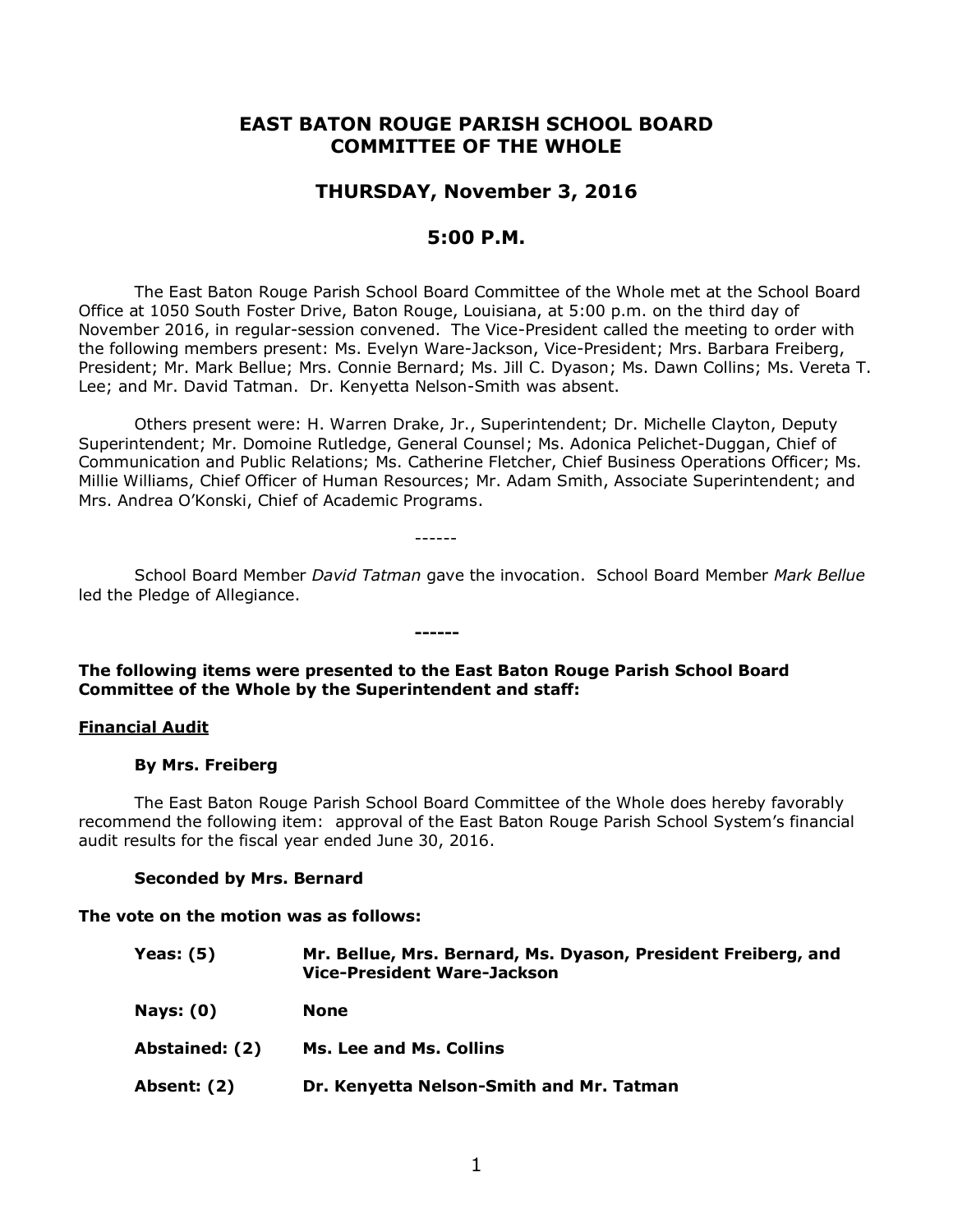# EAST BATON ROUGE PARISH SCHOOL BOARD
# COMMITTEE OF THE WHOLE

## THURSDAY, November 3, 2016

## 5:00 P.M.

The East Baton Rouge Parish School Board Committee of the Whole met at the School Board Office at 1050 South Foster Drive, Baton Rouge, Louisiana, at 5:00 p.m. on the third day of November 2016, in regular-session convened. The Vice-President called the meeting to order with the following members present: Ms. Evelyn Ware-Jackson, Vice-President; Mrs. Barbara Freiberg, President; Mr. Mark Bellue; Mrs. Connie Bernard; Ms. Jill C. Dyason; Ms. Dawn Collins; Ms. Vereta T. Lee; and Mr. David Tatman. Dr. Kenyetta Nelson-Smith was absent.

Others present were: H. Warren Drake, Jr., Superintendent; Dr. Michelle Clayton, Deputy Superintendent; Mr. Domoine Rutledge, General Counsel; Ms. Adonica Pelichet-Duggan, Chief of Communication and Public Relations; Ms. Catherine Fletcher, Chief Business Operations Officer; Ms. Millie Williams, Chief Officer of Human Resources; Mr. Adam Smith, Associate Superintendent; and Mrs. Andrea O'Konski, Chief of Academic Programs.

------

School Board Member *David Tatman* gave the invocation. School Board Member *Mark Bellue* led the Pledge of Allegiance.

**------**

**The following items were presented to the East Baton Rouge Parish School Board Committee of the Whole by the Superintendent and staff:**

**<u>Financial Audit</u>**

**By Mrs. Freiberg**

The East Baton Rouge Parish School Board Committee of the Whole does hereby favorably recommend the following item: approval of the East Baton Rouge Parish School System's financial audit results for the fiscal year ended June 30, 2016.

**Seconded by Mrs. Bernard**

**The vote on the motion was as follows:**

| | |
|---|---|
| **Yeas: (5)** | **Mr. Bellue, Mrs. Bernard, Ms. Dyason, President Freiberg, and Vice-President Ware-Jackson** |
| **Nays: (0)** | **None** |
| **Abstained: (2)** | **Ms. Lee and Ms. Collins** |
| **Absent: (2)** | **Dr. Kenyetta Nelson-Smith and Mr. Tatman** |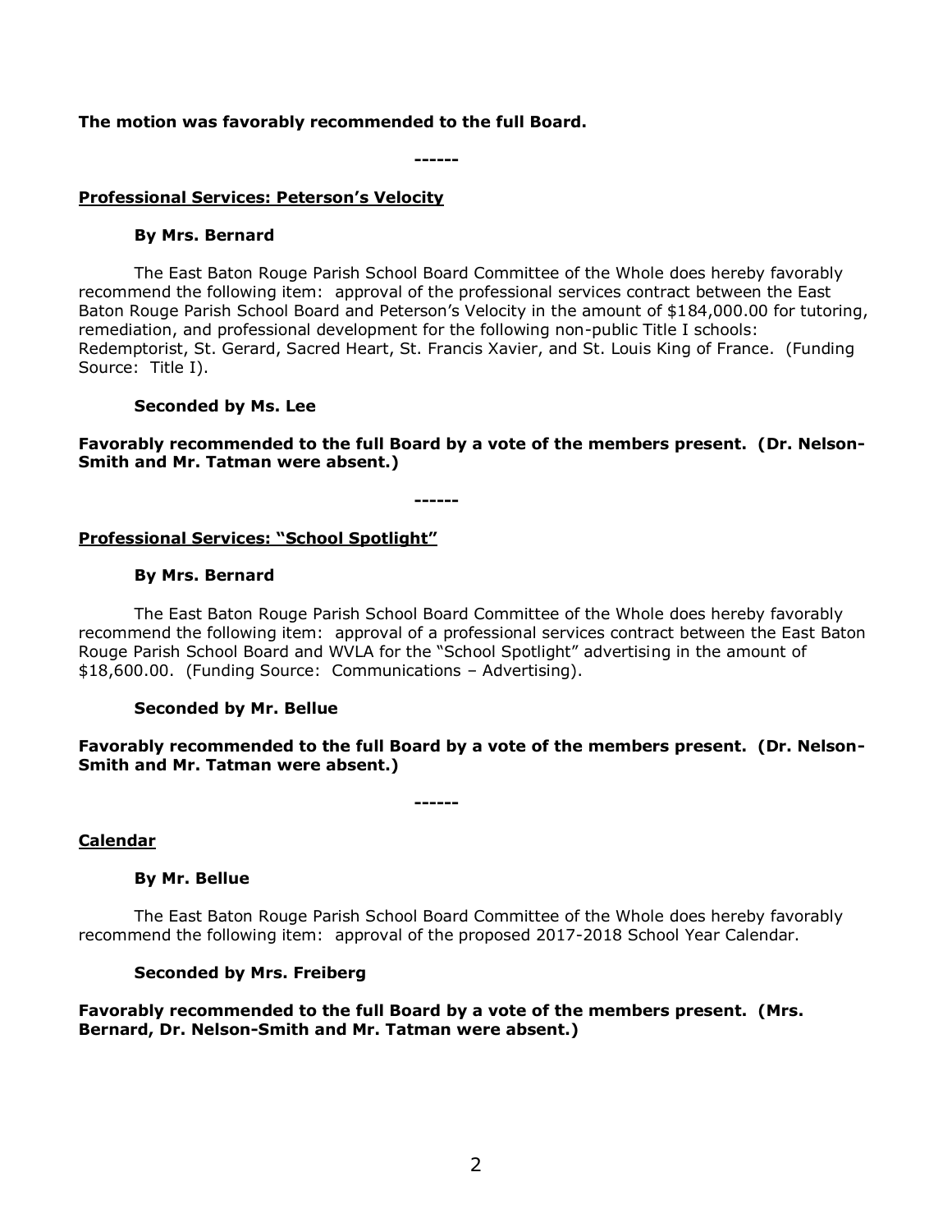**The motion was favorably recommended to the full Board.**

**------**

**Professional Services: Peterson's Velocity**

**By Mrs. Bernard**

The East Baton Rouge Parish School Board Committee of the Whole does hereby favorably recommend the following item: approval of the professional services contract between the East Baton Rouge Parish School Board and Peterson's Velocity in the amount of $184,000.00 for tutoring, remediation, and professional development for the following non-public Title I schools: Redemptorist, St. Gerard, Sacred Heart, St. Francis Xavier, and St. Louis King of France. (Funding Source: Title I).

**Seconded by Ms. Lee**

**Favorably recommended to the full Board by a vote of the members present. (Dr. Nelson-Smith and Mr. Tatman were absent.)**

**------**

**Professional Services: "School Spotlight"**

**By Mrs. Bernard**

The East Baton Rouge Parish School Board Committee of the Whole does hereby favorably recommend the following item: approval of a professional services contract between the East Baton Rouge Parish School Board and WVLA for the "School Spotlight" advertising in the amount of $18,600.00. (Funding Source: Communications – Advertising).

**Seconded by Mr. Bellue**

**Favorably recommended to the full Board by a vote of the members present. (Dr. Nelson-Smith and Mr. Tatman were absent.)**

**------**

**Calendar**

**By Mr. Bellue**

The East Baton Rouge Parish School Board Committee of the Whole does hereby favorably recommend the following item: approval of the proposed 2017-2018 School Year Calendar.

**Seconded by Mrs. Freiberg**

**Favorably recommended to the full Board by a vote of the members present. (Mrs. Bernard, Dr. Nelson-Smith and Mr. Tatman were absent.)**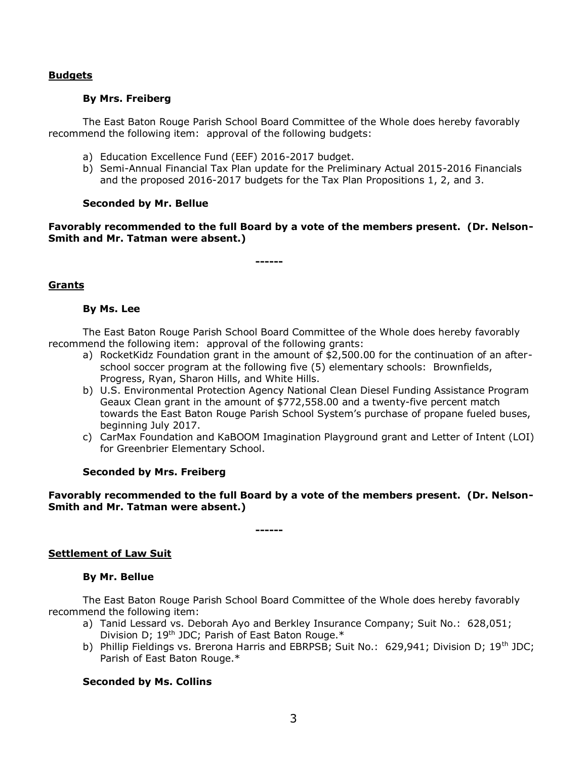## **Budgets**

**By Mrs. Freiberg**

The East Baton Rouge Parish School Board Committee of the Whole does hereby favorably recommend the following item: approval of the following budgets:

a) Education Excellence Fund (EEF) 2016-2017 budget.
b) Semi-Annual Financial Tax Plan update for the Preliminary Actual 2015-2016 Financials and the proposed 2016-2017 budgets for the Tax Plan Propositions 1, 2, and 3.

**Seconded by Mr. Bellue**

**Favorably recommended to the full Board by a vote of the members present. (Dr. Nelson-Smith and Mr. Tatman were absent.)**

**------**

## **Grants**

**By Ms. Lee**

The East Baton Rouge Parish School Board Committee of the Whole does hereby favorably recommend the following item: approval of the following grants:

a) RocketKidz Foundation grant in the amount of $2,500.00 for the continuation of an after-school soccer program at the following five (5) elementary schools: Brownfields, Progress, Ryan, Sharon Hills, and White Hills.
b) U.S. Environmental Protection Agency National Clean Diesel Funding Assistance Program Geaux Clean grant in the amount of $772,558.00 and a twenty-five percent match towards the East Baton Rouge Parish School System's purchase of propane fueled buses, beginning July 2017.
c) CarMax Foundation and KaBOOM Imagination Playground grant and Letter of Intent (LOI) for Greenbrier Elementary School.

**Seconded by Mrs. Freiberg**

**Favorably recommended to the full Board by a vote of the members present. (Dr. Nelson-Smith and Mr. Tatman were absent.)**

**------**

## **Settlement of Law Suit**

**By Mr. Bellue**

The East Baton Rouge Parish School Board Committee of the Whole does hereby favorably recommend the following item:

a) Tanid Lessard vs. Deborah Ayo and Berkley Insurance Company; Suit No.: 628,051; Division D; 19th JDC; Parish of East Baton Rouge.*
b) Phillip Fieldings vs. Brerona Harris and EBRPSB; Suit No.: 629,941; Division D; 19th JDC; Parish of East Baton Rouge.*

**Seconded by Ms. Collins**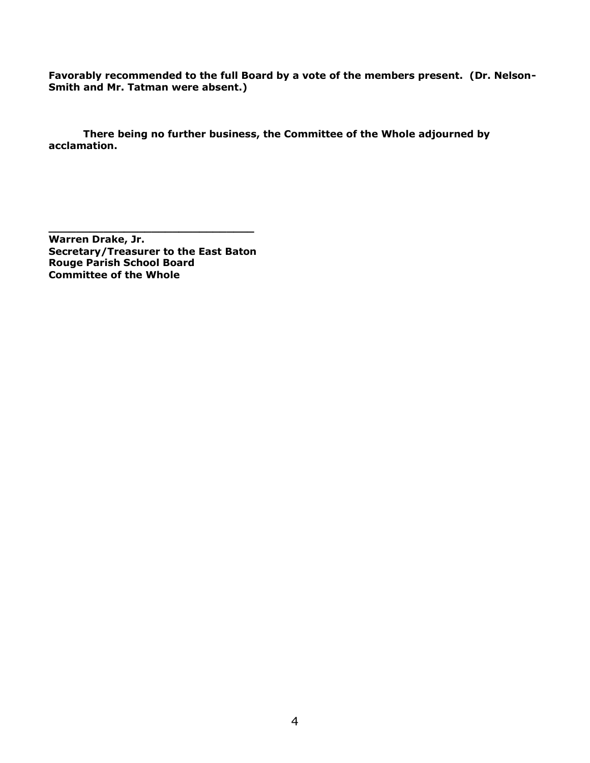**Favorably recommended to the full Board by a vote of the members present. (Dr. Nelson-Smith and Mr. Tatman were absent.)**

**There being no further business, the Committee of the Whole adjourned by acclamation.**

______________________________

**Warren Drake, Jr.**
**Secretary/Treasurer to the East Baton Rouge Parish School Board**
**Committee of the Whole**